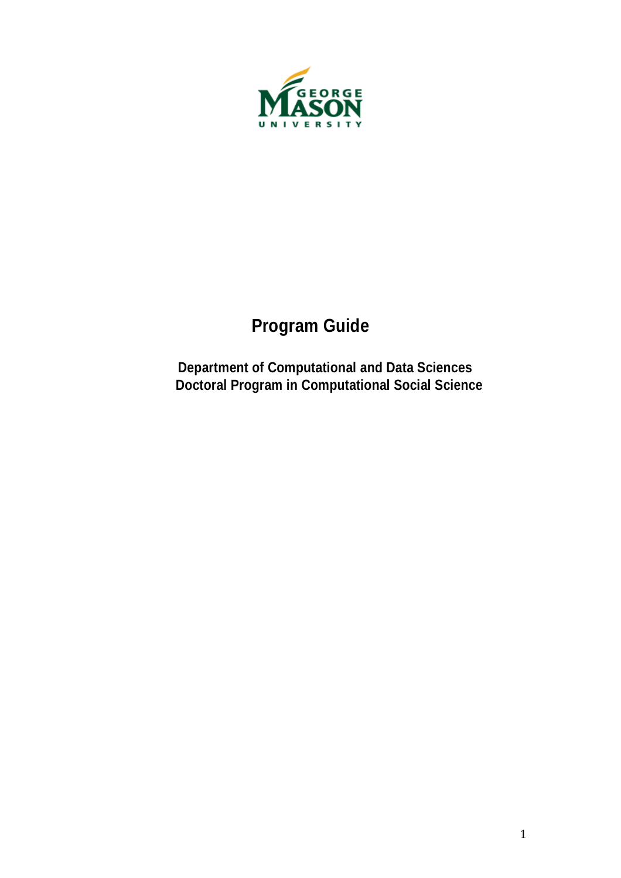GEORGE MASON UNIVERSITY

# Program Guide

**Department of Computational and Data Sciences**
**Doctoral Program in Computational Social Science**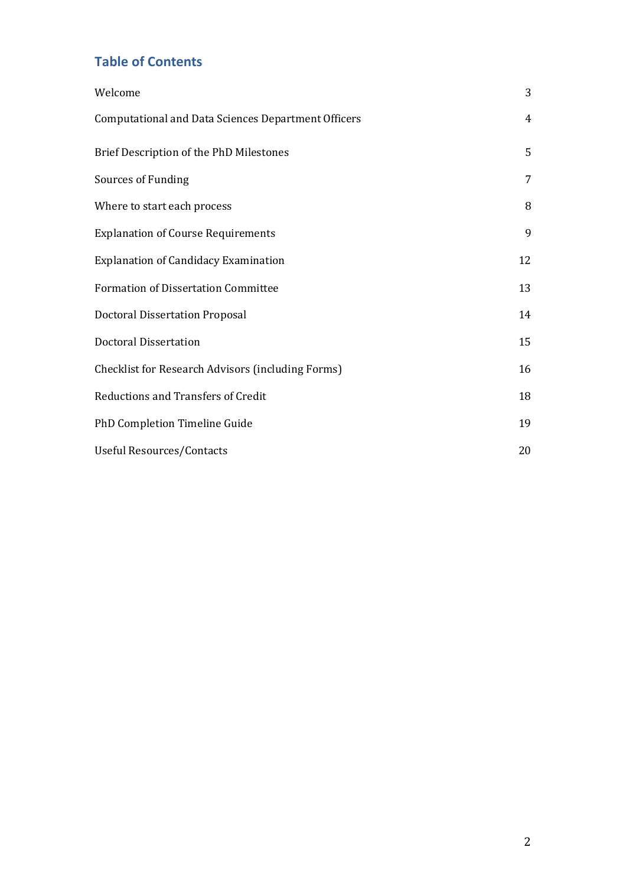## Table of Contents

| | |
|---|---|
| Welcome | 3 |
| Computational and Data Sciences Department Officers | 4 |
| Brief Description of the PhD Milestones | 5 |
| Sources of Funding | 7 |
| Where to start each process | 8 |
| Explanation of Course Requirements | 9 |
| Explanation of Candidacy Examination | 12 |
| Formation of Dissertation Committee | 13 |
| Doctoral Dissertation Proposal | 14 |
| Doctoral Dissertation | 15 |
| Checklist for Research Advisors (including Forms) | 16 |
| Reductions and Transfers of Credit | 18 |
| PhD Completion Timeline Guide | 19 |
| Useful Resources/Contacts | 20 |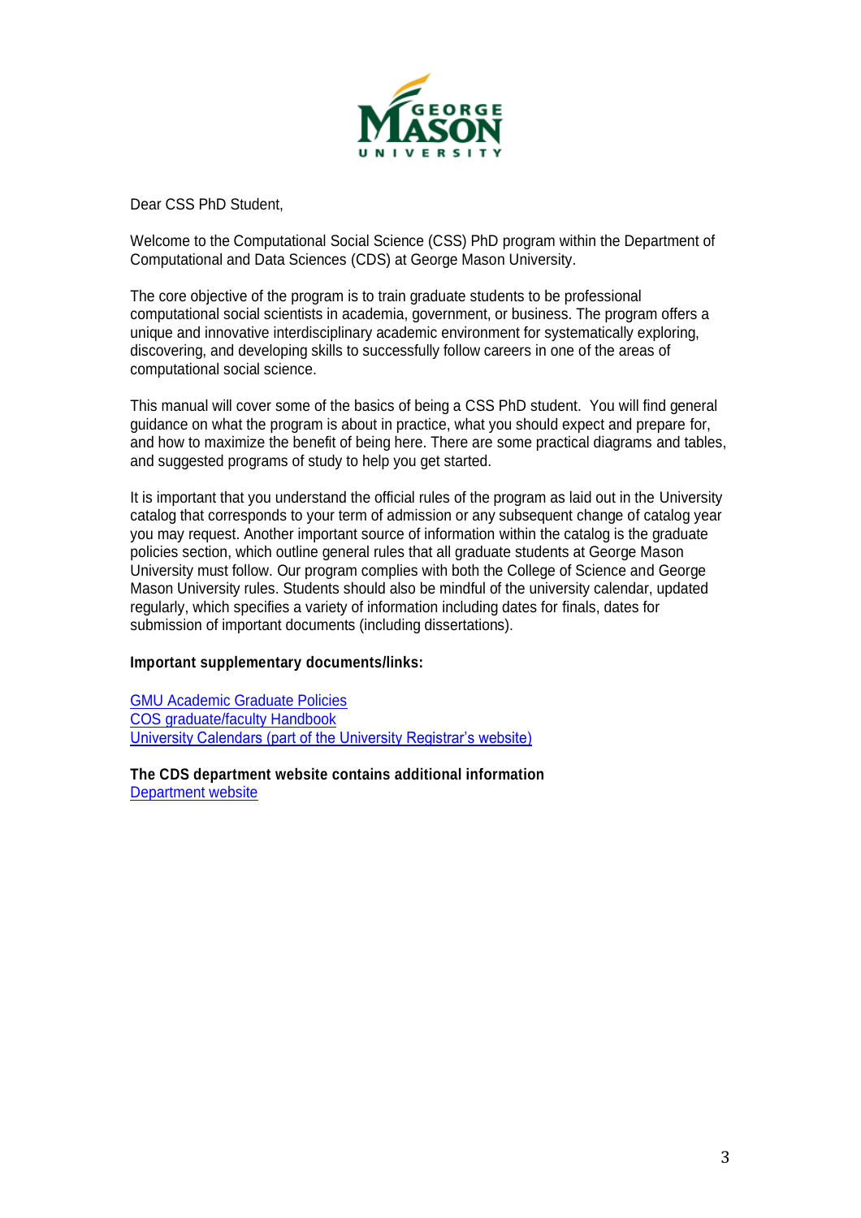Dear CSS PhD Student,

Welcome to the Computational Social Science (CSS) PhD program within the Department of Computational and Data Sciences (CDS) at George Mason University.

The core objective of the program is to train graduate students to be professional computational social scientists in academia, government, or business. The program offers a unique and innovative interdisciplinary academic environment for systematically exploring, discovering, and developing skills to successfully follow careers in one of the areas of computational social science.

This manual will cover some of the basics of being a CSS PhD student. You will find general guidance on what the program is about in practice, what you should expect and prepare for, and how to maximize the benefit of being here. There are some practical diagrams and tables, and suggested programs of study to help you get started.

It is important that you understand the official rules of the program as laid out in the University catalog that corresponds to your term of admission or any subsequent change of catalog year you may request. Another important source of information within the catalog is the graduate policies section, which outline general rules that all graduate students at George Mason University must follow. Our program complies with both the College of Science and George Mason University rules. Students should also be mindful of the university calendar, updated regularly, which specifies a variety of information including dates for finals, dates for submission of important documents (including dissertations).

**Important supplementary documents/links:**

GMU Academic Graduate Policies
COS graduate/faculty Handbook
University Calendars (part of the University Registrar's website)

**The CDS department website contains additional information**
Department website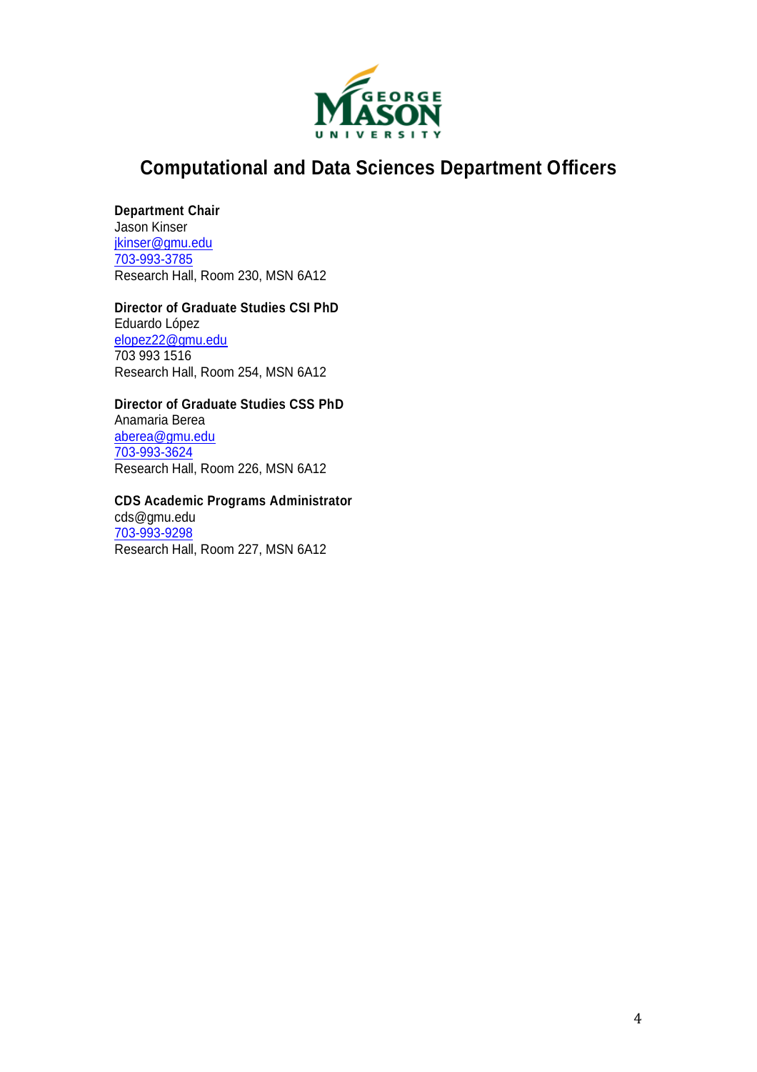# Computational and Data Sciences Department Officers

**Department Chair**
Jason Kinser
jkinser@gmu.edu
703-993-3785
Research Hall, Room 230, MSN 6A12

**Director of Graduate Studies CSI PhD**
Eduardo López
elopez22@gmu.edu
703 993 1516
Research Hall, Room 254, MSN 6A12

**Director of Graduate Studies CSS PhD**
Anamaria Berea
aberea@gmu.edu
703-993-3624
Research Hall, Room 226, MSN 6A12

**CDS Academic Programs Administrator**
cds@gmu.edu
703-993-9298
Research Hall, Room 227, MSN 6A12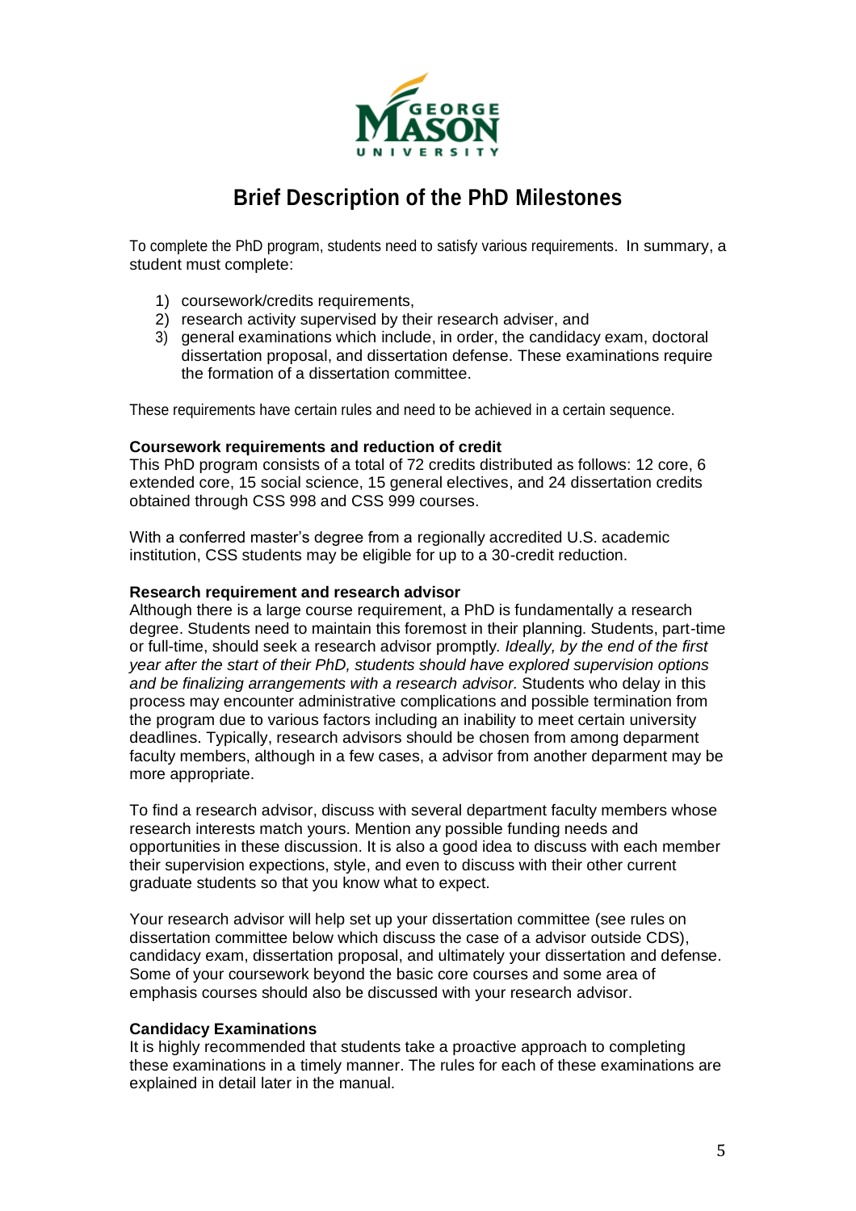# Brief Description of the PhD Milestones

To complete the PhD program, students need to satisfy various requirements. In summary, a student must complete:

1) coursework/credits requirements,
2) research activity supervised by their research adviser, and
3) general examinations which include, in order, the candidacy exam, doctoral dissertation proposal, and dissertation defense. These examinations require the formation of a dissertation committee.

These requirements have certain rules and need to be achieved in a certain sequence.

**Coursework requirements and reduction of credit**
This PhD program consists of a total of 72 credits distributed as follows: 12 core, 6 extended core, 15 social science, 15 general electives, and 24 dissertation credits obtained through CSS 998 and CSS 999 courses.

With a conferred master's degree from a regionally accredited U.S. academic institution, CSS students may be eligible for up to a 30-credit reduction.

**Research requirement and research advisor**
Although there is a large course requirement, a PhD is fundamentally a research degree. Students need to maintain this foremost in their planning. Students, part-time or full-time, should seek a research advisor promptly. *Ideally, by the end of the first year after the start of their PhD, students should have explored supervision options and be finalizing arrangements with a research advisor.* Students who delay in this process may encounter administrative complications and possible termination from the program due to various factors including an inability to meet certain university deadlines. Typically, research advisors should be chosen from among deparment faculty members, although in a few cases, a advisor from another deparment may be more appropriate.

To find a research advisor, discuss with several department faculty members whose research interests match yours. Mention any possible funding needs and opportunities in these discussion. It is also a good idea to discuss with each member their supervision expections, style, and even to discuss with their other current graduate students so that you know what to expect.

Your research advisor will help set up your dissertation committee (see rules on dissertation committee below which discuss the case of a advisor outside CDS), candidacy exam, dissertation proposal, and ultimately your dissertation and defense. Some of your coursework beyond the basic core courses and some area of emphasis courses should also be discussed with your research advisor.

**Candidacy Examinations**
It is highly recommended that students take a proactive approach to completing these examinations in a timely manner. The rules for each of these examinations are explained in detail later in the manual.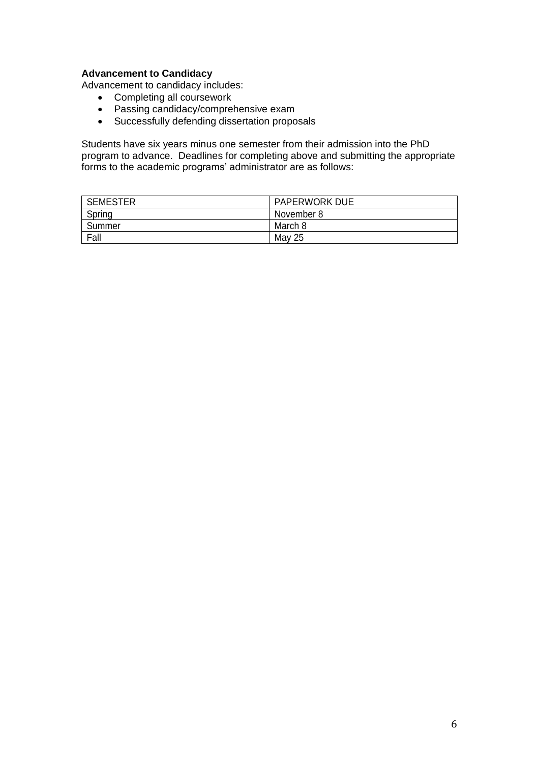**Advancement to Candidacy**

Advancement to candidacy includes:

- Completing all coursework
- Passing candidacy/comprehensive exam
- Successfully defending dissertation proposals

Students have six years minus one semester from their admission into the PhD program to advance. Deadlines for completing above and submitting the appropriate forms to the academic programs' administrator are as follows:

| SEMESTER | PAPERWORK DUE |
|---|---|
| Spring | November 8 |
| Summer | March 8 |
| Fall | May 25 |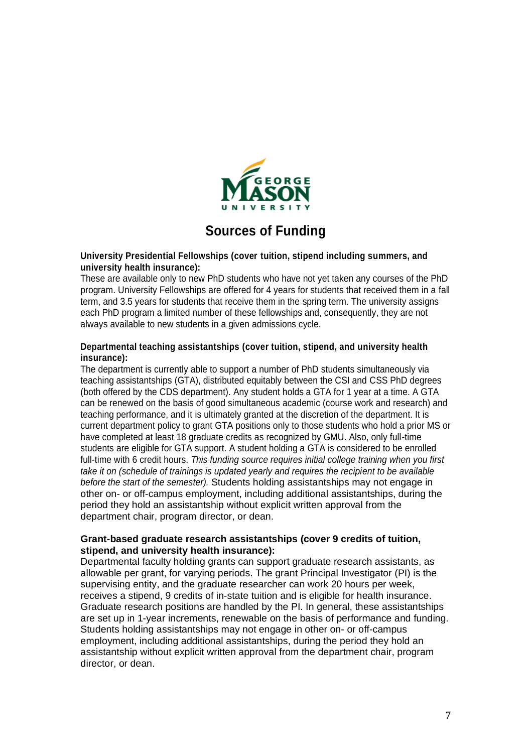# Sources of Funding

**University Presidential Fellowships (cover tuition, stipend including summers, and university health insurance):**

These are available only to new PhD students who have not yet taken any courses of the PhD program. University Fellowships are offered for 4 years for students that received them in a fall term, and 3.5 years for students that receive them in the spring term. The university assigns each PhD program a limited number of these fellowships and, consequently, they are not always available to new students in a given admissions cycle.

**Departmental teaching assistantships (cover tuition, stipend, and university health insurance):**

The department is currently able to support a number of PhD students simultaneously via teaching assistantships (GTA), distributed equitably between the CSI and CSS PhD degrees (both offered by the CDS department). Any student holds a GTA for 1 year at a time. A GTA can be renewed on the basis of good simultaneous academic (course work and research) and teaching performance, and it is ultimately granted at the discretion of the department. It is current department policy to grant GTA positions only to those students who hold a prior MS or have completed at least 18 graduate credits as recognized by GMU. Also, only full-time students are eligible for GTA support. A student holding a GTA is considered to be enrolled full-time with 6 credit hours. *This funding source requires initial college training when you first take it on (schedule of trainings is updated yearly and requires the recipient to be available before the start of the semester).* Students holding assistantships may not engage in other on- or off-campus employment, including additional assistantships, during the period they hold an assistantship without explicit written approval from the department chair, program director, or dean.

**Grant-based graduate research assistantships (cover 9 credits of tuition, stipend, and university health insurance):**

Departmental faculty holding grants can support graduate research assistants, as allowable per grant, for varying periods. The grant Principal Investigator (PI) is the supervising entity, and the graduate researcher can work 20 hours per week, receives a stipend, 9 credits of in-state tuition and is eligible for health insurance. Graduate research positions are handled by the PI. In general, these assistantships are set up in 1-year increments, renewable on the basis of performance and funding. Students holding assistantships may not engage in other on- or off-campus employment, including additional assistantships, during the period they hold an assistantship without explicit written approval from the department chair, program director, or dean.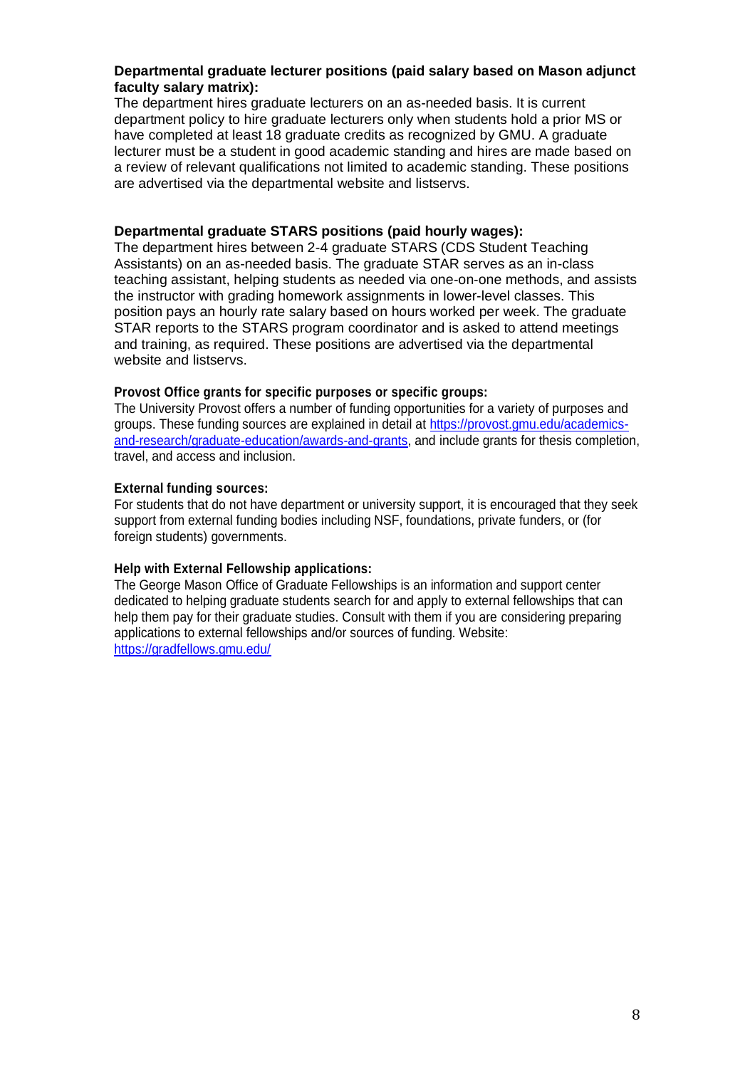**Departmental graduate lecturer positions (paid salary based on Mason adjunct faculty salary matrix):**
The department hires graduate lecturers on an as-needed basis. It is current department policy to hire graduate lecturers only when students hold a prior MS or have completed at least 18 graduate credits as recognized by GMU. A graduate lecturer must be a student in good academic standing and hires are made based on a review of relevant qualifications not limited to academic standing. These positions are advertised via the departmental website and listservs.

**Departmental graduate STARS positions (paid hourly wages):**
The department hires between 2-4 graduate STARS (CDS Student Teaching Assistants) on an as-needed basis. The graduate STAR serves as an in-class teaching assistant, helping students as needed via one-on-one methods, and assists the instructor with grading homework assignments in lower-level classes. This position pays an hourly rate salary based on hours worked per week. The graduate STAR reports to the STARS program coordinator and is asked to attend meetings and training, as required. These positions are advertised via the departmental website and listservs.

**Provost Office grants for specific purposes or specific groups:**
The University Provost offers a number of funding opportunities for a variety of purposes and groups. These funding sources are explained in detail at https://provost.gmu.edu/academics-and-research/graduate-education/awards-and-grants, and include grants for thesis completion, travel, and access and inclusion.

**External funding sources:**
For students that do not have department or university support, it is encouraged that they seek support from external funding bodies including NSF, foundations, private funders, or (for foreign students) governments.

**Help with External Fellowship applications:**
The George Mason Office of Graduate Fellowships is an information and support center dedicated to helping graduate students search for and apply to external fellowships that can help them pay for their graduate studies. Consult with them if you are considering preparing applications to external fellowships and/or sources of funding. Website: https://gradfellows.gmu.edu/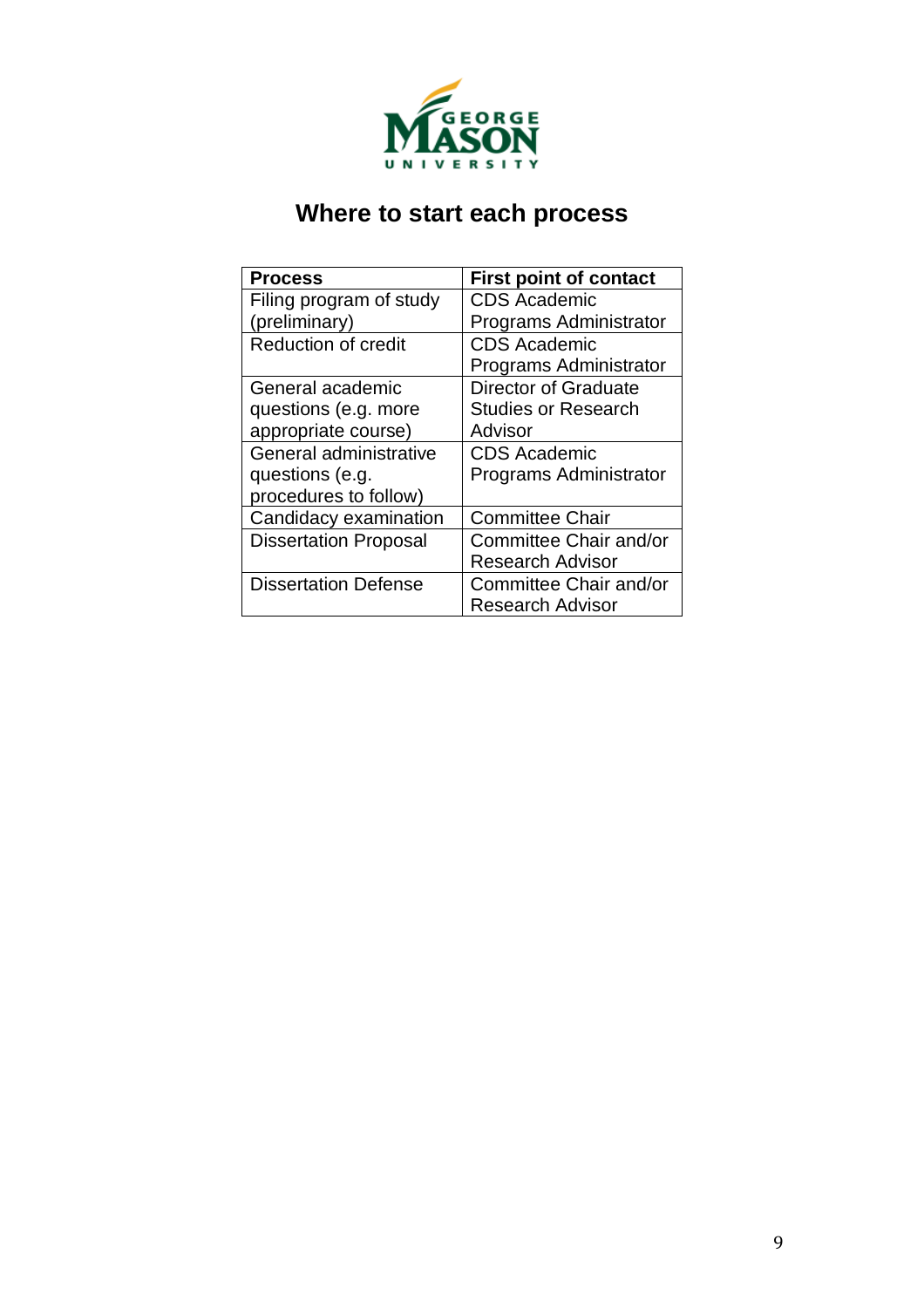# Where to start each process

| Process | First point of contact |
|---|---|
| Filing program of study (preliminary) | CDS Academic Programs Administrator |
| Reduction of credit | CDS Academic Programs Administrator |
| General academic questions (e.g. more appropriate course) | Director of Graduate Studies or Research Advisor |
| General administrative questions (e.g. procedures to follow) | CDS Academic Programs Administrator |
| Candidacy examination | Committee Chair |
| Dissertation Proposal | Committee Chair and/or Research Advisor |
| Dissertation Defense | Committee Chair and/or Research Advisor |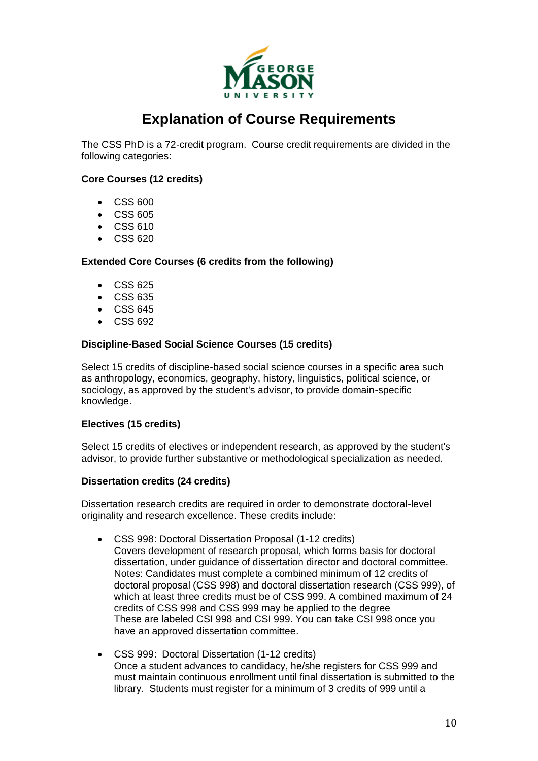# Explanation of Course Requirements

The CSS PhD is a 72-credit program. Course credit requirements are divided in the following categories:

**Core Courses (12 credits)**

- CSS 600
- CSS 605
- CSS 610
- CSS 620

**Extended Core Courses (6 credits from the following)**

- CSS 625
- CSS 635
- CSS 645
- CSS 692

**Discipline-Based Social Science Courses (15 credits)**

Select 15 credits of discipline-based social science courses in a specific area such as anthropology, economics, geography, history, linguistics, political science, or sociology, as approved by the student's advisor, to provide domain-specific knowledge.

**Electives (15 credits)**

Select 15 credits of electives or independent research, as approved by the student's advisor, to provide further substantive or methodological specialization as needed.

**Dissertation credits (24 credits)**

Dissertation research credits are required in order to demonstrate doctoral-level originality and research excellence. These credits include:

- CSS 998: Doctoral Dissertation Proposal (1-12 credits)
  Covers development of research proposal, which forms basis for doctoral dissertation, under guidance of dissertation director and doctoral committee. Notes: Candidates must complete a combined minimum of 12 credits of doctoral proposal (CSS 998) and doctoral dissertation research (CSS 999), of which at least three credits must be of CSS 999. A combined maximum of 24 credits of CSS 998 and CSS 999 may be applied to the degree
  These are labeled CSI 998 and CSI 999. You can take CSI 998 once you have an approved dissertation committee.

- CSS 999: Doctoral Dissertation (1-12 credits)
  Once a student advances to candidacy, he/she registers for CSS 999 and must maintain continuous enrollment until final dissertation is submitted to the library. Students must register for a minimum of 3 credits of 999 until a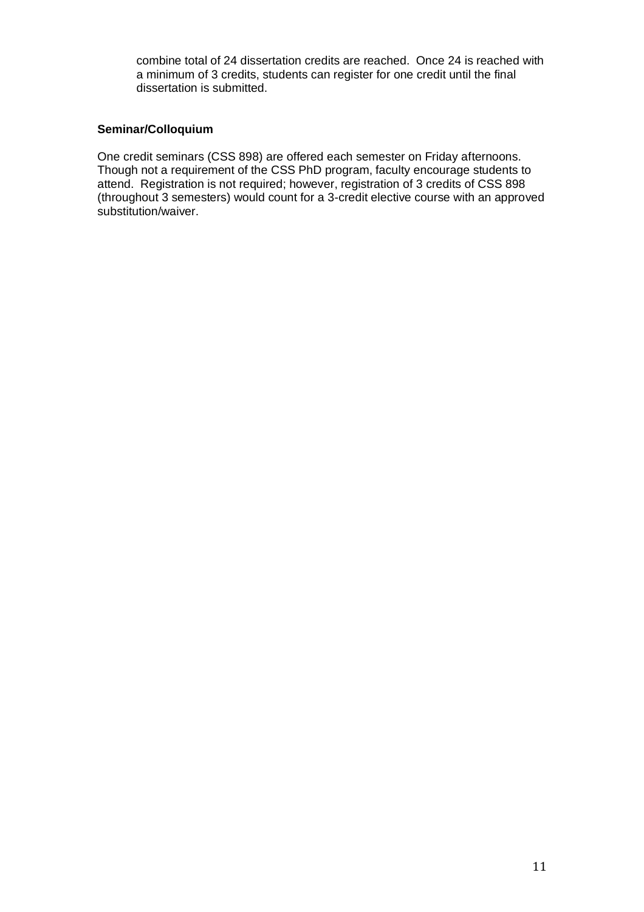combine total of 24 dissertation credits are reached. Once 24 is reached with a minimum of 3 credits, students can register for one credit until the final dissertation is submitted.

**Seminar/Colloquium**

One credit seminars (CSS 898) are offered each semester on Friday afternoons. Though not a requirement of the CSS PhD program, faculty encourage students to attend. Registration is not required; however, registration of 3 credits of CSS 898 (throughout 3 semesters) would count for a 3-credit elective course with an approved substitution/waiver.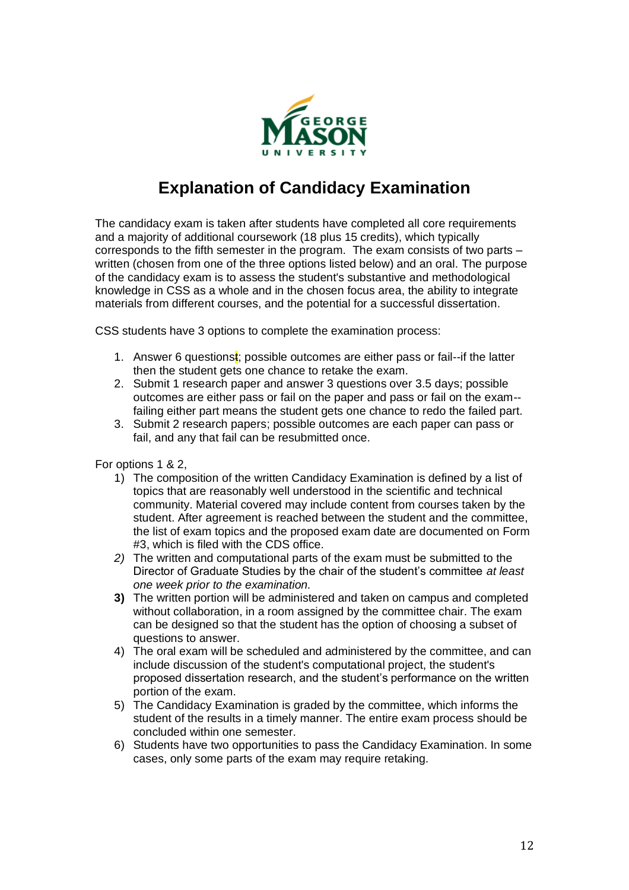# Explanation of Candidacy Examination

The candidacy exam is taken after students have completed all core requirements and a majority of additional coursework (18 plus 15 credits), which typically corresponds to the fifth semester in the program. The exam consists of two parts – written (chosen from one of the three options listed below) and an oral. The purpose of the candidacy exam is to assess the student's substantive and methodological knowledge in CSS as a whole and in the chosen focus area, the ability to integrate materials from different courses, and the potential for a successful dissertation.

CSS students have 3 options to complete the examination process:

1. Answer 6 questions; possible outcomes are either pass or fail--if the latter then the student gets one chance to retake the exam.
2. Submit 1 research paper and answer 3 questions over 3.5 days; possible outcomes are either pass or fail on the paper and pass or fail on the exam--failing either part means the student gets one chance to redo the failed part.
3. Submit 2 research papers; possible outcomes are each paper can pass or fail, and any that fail can be resubmitted once.

For options 1 & 2,

1) The composition of the written Candidacy Examination is defined by a list of topics that are reasonably well understood in the scientific and technical community. Material covered may include content from courses taken by the student. After agreement is reached between the student and the committee, the list of exam topics and the proposed exam date are documented on Form #3, which is filed with the CDS office.
2) The written and computational parts of the exam must be submitted to the Director of Graduate Studies by the chair of the student's committee *at least one week prior to the examination.*
3) The written portion will be administered and taken on campus and completed without collaboration, in a room assigned by the committee chair. The exam can be designed so that the student has the option of choosing a subset of questions to answer.
4) The oral exam will be scheduled and administered by the committee, and can include discussion of the student's computational project, the student's proposed dissertation research, and the student's performance on the written portion of the exam.
5) The Candidacy Examination is graded by the committee, which informs the student of the results in a timely manner. The entire exam process should be concluded within one semester.
6) Students have two opportunities to pass the Candidacy Examination. In some cases, only some parts of the exam may require retaking.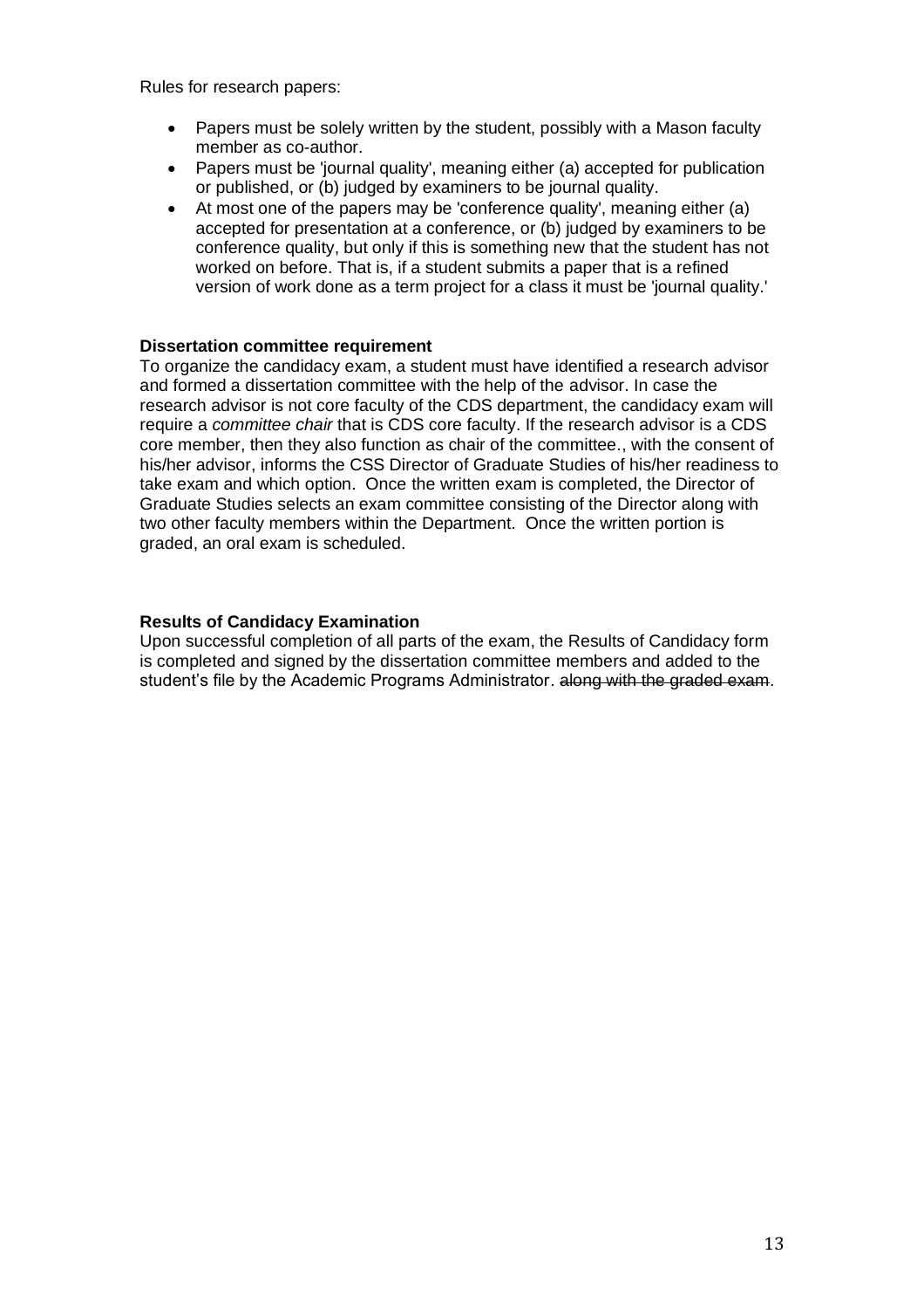Rules for research papers:

- Papers must be solely written by the student, possibly with a Mason faculty member as co-author.
- Papers must be 'journal quality', meaning either (a) accepted for publication or published, or (b) judged by examiners to be journal quality.
- At most one of the papers may be 'conference quality', meaning either (a) accepted for presentation at a conference, or (b) judged by examiners to be conference quality, but only if this is something new that the student has not worked on before. That is, if a student submits a paper that is a refined version of work done as a term project for a class it must be 'journal quality.'

**Dissertation committee requirement**

To organize the candidacy exam, a student must have identified a research advisor and formed a dissertation committee with the help of the advisor. In case the research advisor is not core faculty of the CDS department, the candidacy exam will require a *committee chair* that is CDS core faculty. If the research advisor is a CDS core member, then they also function as chair of the committee., with the consent of his/her advisor, informs the CSS Director of Graduate Studies of his/her readiness to take exam and which option. Once the written exam is completed, the Director of Graduate Studies selects an exam committee consisting of the Director along with two other faculty members within the Department. Once the written portion is graded, an oral exam is scheduled.

**Results of Candidacy Examination**

Upon successful completion of all parts of the exam, the Results of Candidacy form is completed and signed by the dissertation committee members and added to the student's file by the Academic Programs Administrator. ~~along with the graded exam~~.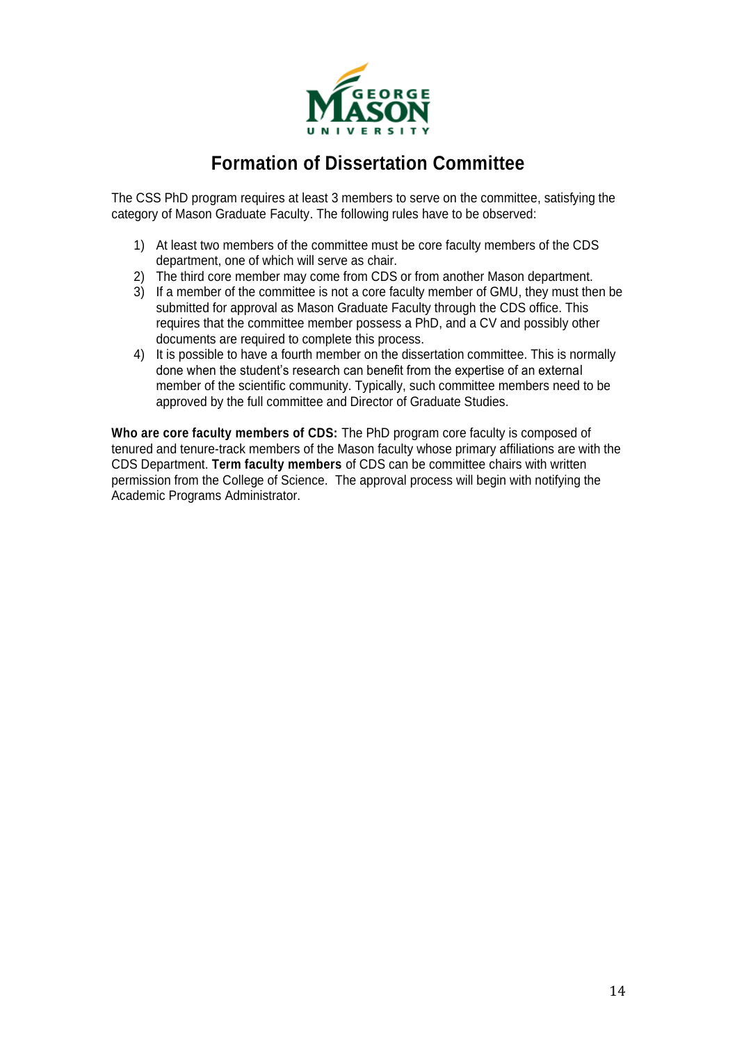# Formation of Dissertation Committee

The CSS PhD program requires at least 3 members to serve on the committee, satisfying the category of Mason Graduate Faculty. The following rules have to be observed:

1) At least two members of the committee must be core faculty members of the CDS department, one of which will serve as chair.
2) The third core member may come from CDS or from another Mason department.
3) If a member of the committee is not a core faculty member of GMU, they must then be submitted for approval as Mason Graduate Faculty through the CDS office. This requires that the committee member possess a PhD, and a CV and possibly other documents are required to complete this process.
4) It is possible to have a fourth member on the dissertation committee. This is normally done when the student's research can benefit from the expertise of an external member of the scientific community. Typically, such committee members need to be approved by the full committee and Director of Graduate Studies.

**Who are core faculty members of CDS:** The PhD program core faculty is composed of tenured and tenure-track members of the Mason faculty whose primary affiliations are with the CDS Department. **Term faculty members** of CDS can be committee chairs with written permission from the College of Science. The approval process will begin with notifying the Academic Programs Administrator.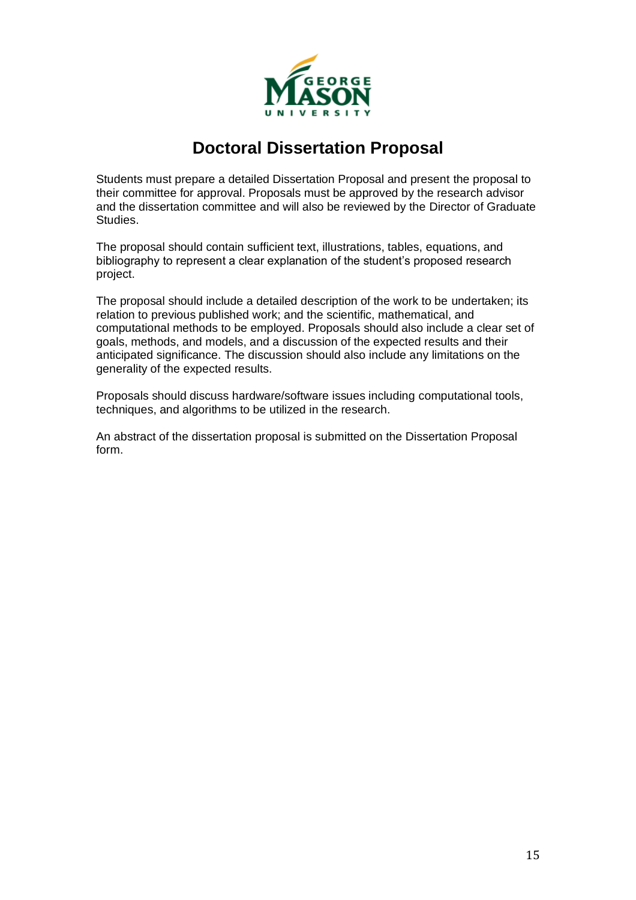# Doctoral Dissertation Proposal

Students must prepare a detailed Dissertation Proposal and present the proposal to their committee for approval. Proposals must be approved by the research advisor and the dissertation committee and will also be reviewed by the Director of Graduate Studies.

The proposal should contain sufficient text, illustrations, tables, equations, and bibliography to represent a clear explanation of the student's proposed research project.

The proposal should include a detailed description of the work to be undertaken; its relation to previous published work; and the scientific, mathematical, and computational methods to be employed. Proposals should also include a clear set of goals, methods, and models, and a discussion of the expected results and their anticipated significance. The discussion should also include any limitations on the generality of the expected results.

Proposals should discuss hardware/software issues including computational tools, techniques, and algorithms to be utilized in the research.

An abstract of the dissertation proposal is submitted on the Dissertation Proposal form.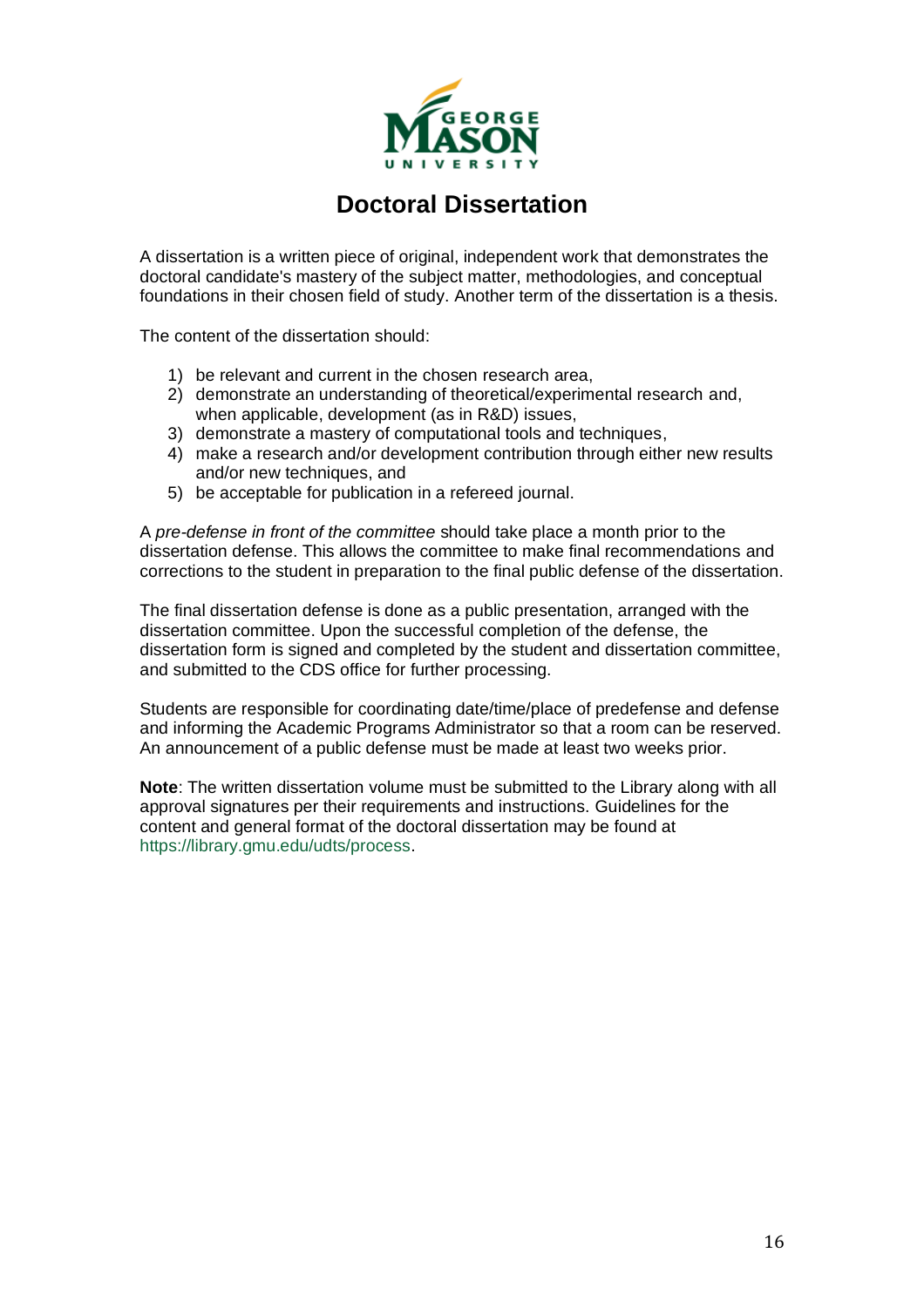# Doctoral Dissertation

A dissertation is a written piece of original, independent work that demonstrates the doctoral candidate's mastery of the subject matter, methodologies, and conceptual foundations in their chosen field of study. Another term of the dissertation is a thesis.

The content of the dissertation should:

1) be relevant and current in the chosen research area,
2) demonstrate an understanding of theoretical/experimental research and, when applicable, development (as in R&D) issues,
3) demonstrate a mastery of computational tools and techniques,
4) make a research and/or development contribution through either new results and/or new techniques, and
5) be acceptable for publication in a refereed journal.

A *pre-defense in front of the committee* should take place a month prior to the dissertation defense. This allows the committee to make final recommendations and corrections to the student in preparation to the final public defense of the dissertation.

The final dissertation defense is done as a public presentation, arranged with the dissertation committee. Upon the successful completion of the defense, the dissertation form is signed and completed by the student and dissertation committee, and submitted to the CDS office for further processing.

Students are responsible for coordinating date/time/place of predefense and defense and informing the Academic Programs Administrator so that a room can be reserved. An announcement of a public defense must be made at least two weeks prior.

**Note**: The written dissertation volume must be submitted to the Library along with all approval signatures per their requirements and instructions. Guidelines for the content and general format of the doctoral dissertation may be found at https://library.gmu.edu/udts/process.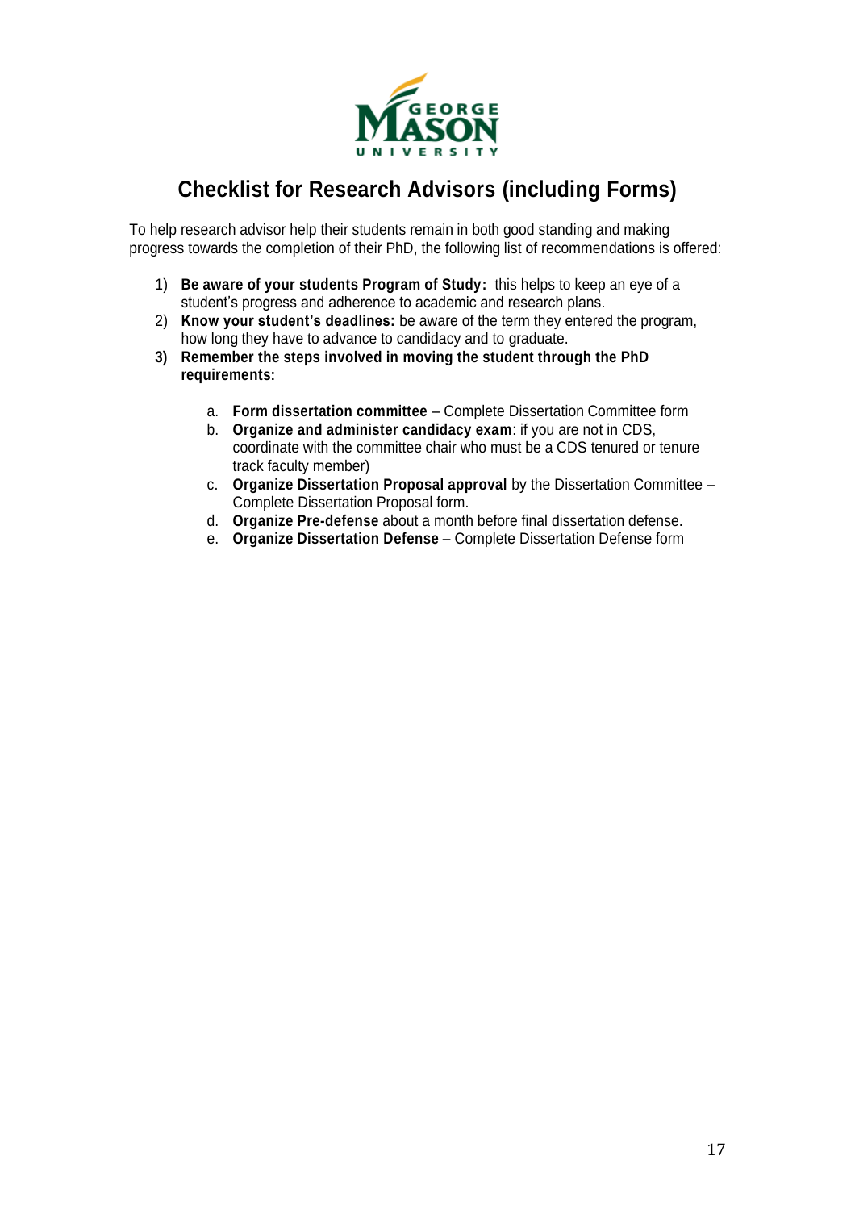# Checklist for Research Advisors (including Forms)

To help research advisor help their students remain in both good standing and making progress towards the completion of their PhD, the following list of recommendations is offered:

1) **Be aware of your students Program of Study:** this helps to keep an eye of a student's progress and adherence to academic and research plans.
2) **Know your student's deadlines:** be aware of the term they entered the program, how long they have to advance to candidacy and to graduate.
3) **Remember the steps involved in moving the student through the PhD requirements:**

    a. **Form dissertation committee** – Complete Dissertation Committee form
    b. **Organize and administer candidacy exam**: if you are not in CDS, coordinate with the committee chair who must be a CDS tenured or tenure track faculty member)
    c. **Organize Dissertation Proposal approval** by the Dissertation Committee – Complete Dissertation Proposal form.
    d. **Organize Pre-defense** about a month before final dissertation defense.
    e. **Organize Dissertation Defense** – Complete Dissertation Defense form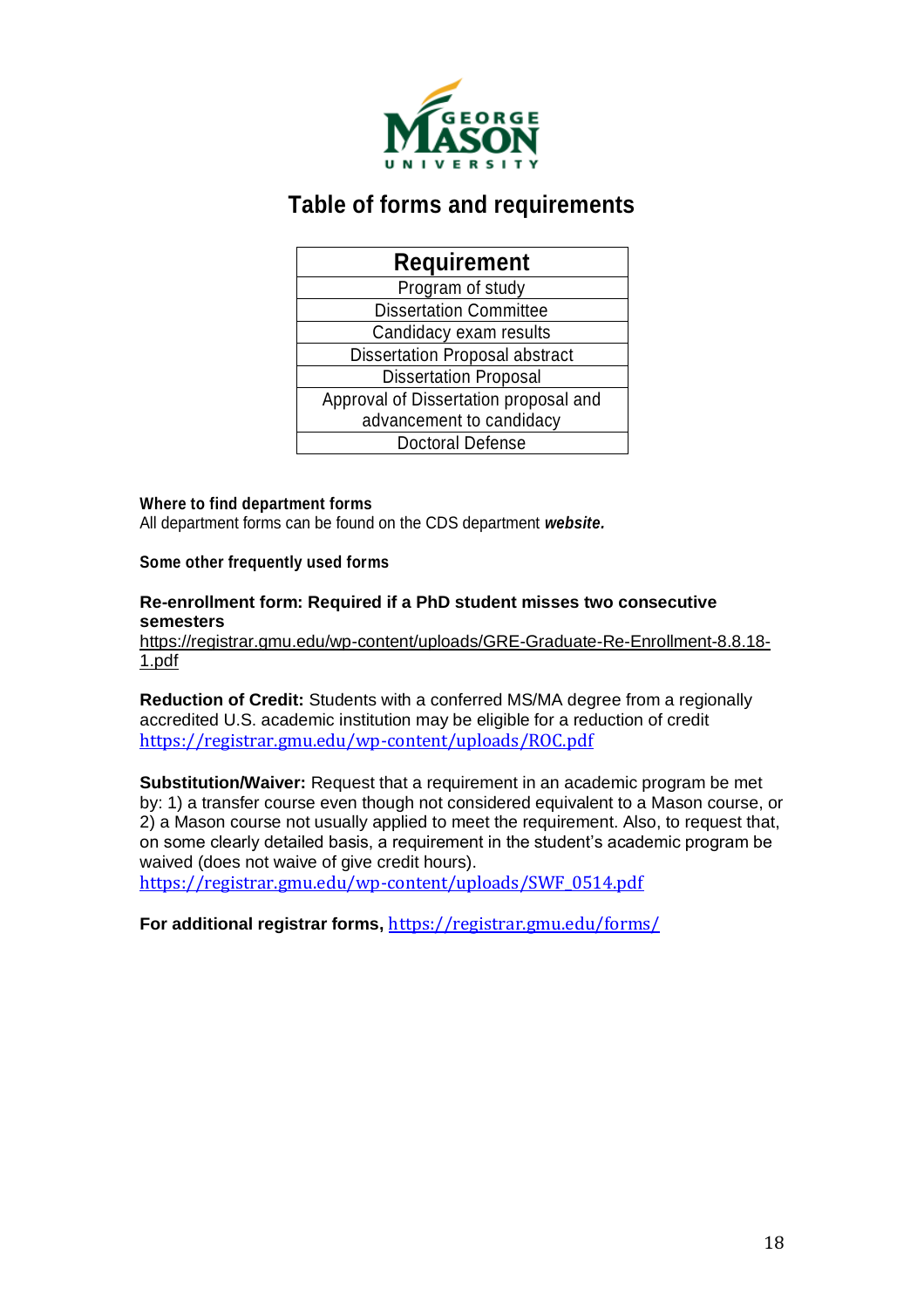# Table of forms and requirements

| Requirement |
| --- |
| Program of study |
| Dissertation Committee |
| Candidacy exam results |
| Dissertation Proposal abstract |
| Dissertation Proposal |
| Approval of Dissertation proposal and advancement to candidacy |
| Doctoral Defense |

**Where to find department forms**
All department forms can be found on the CDS department ***website.***

**Some other frequently used forms**

**Re-enrollment form: Required if a PhD student misses two consecutive semesters**
https://registrar.gmu.edu/wp-content/uploads/GRE-Graduate-Re-Enrollment-8.8.18-1.pdf

**Reduction of Credit:** Students with a conferred MS/MA degree from a regionally accredited U.S. academic institution may be eligible for a reduction of credit
https://registrar.gmu.edu/wp-content/uploads/ROC.pdf

**Substitution/Waiver:** Request that a requirement in an academic program be met by: 1) a transfer course even though not considered equivalent to a Mason course, or 2) a Mason course not usually applied to meet the requirement. Also, to request that, on some clearly detailed basis, a requirement in the student's academic program be waived (does not waive of give credit hours).
https://registrar.gmu.edu/wp-content/uploads/SWF_0514.pdf

**For additional registrar forms,** https://registrar.gmu.edu/forms/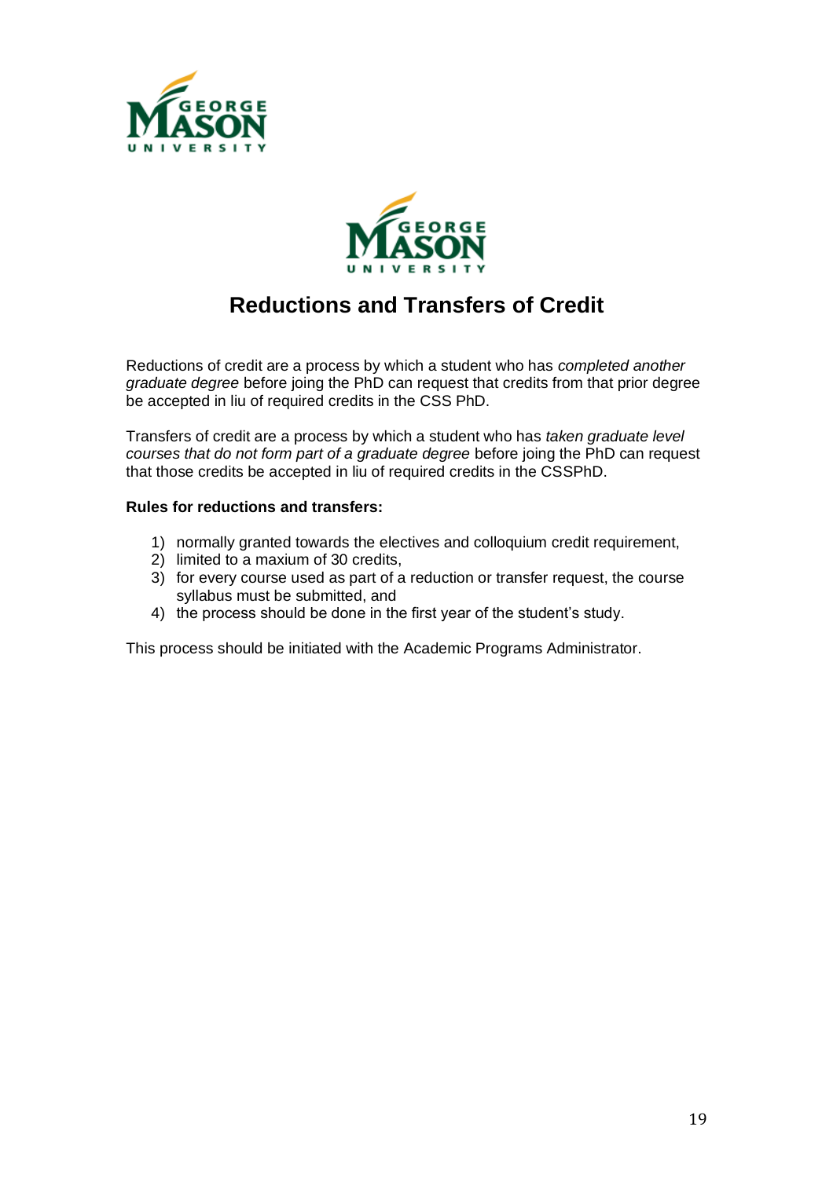# Reductions and Transfers of Credit

Reductions of credit are a process by which a student who has *completed another graduate degree* before joing the PhD can request that credits from that prior degree be accepted in liu of required credits in the CSS PhD.

Transfers of credit are a process by which a student who has *taken graduate level courses that do not form part of a graduate degree* before joing the PhD can request that those credits be accepted in liu of required credits in the CSSPhD.

**Rules for reductions and transfers:**

1) normally granted towards the electives and colloquium credit requirement,
2) limited to a maxium of 30 credits,
3) for every course used as part of a reduction or transfer request, the course syllabus must be submitted, and
4) the process should be done in the first year of the student's study.

This process should be initiated with the Academic Programs Administrator.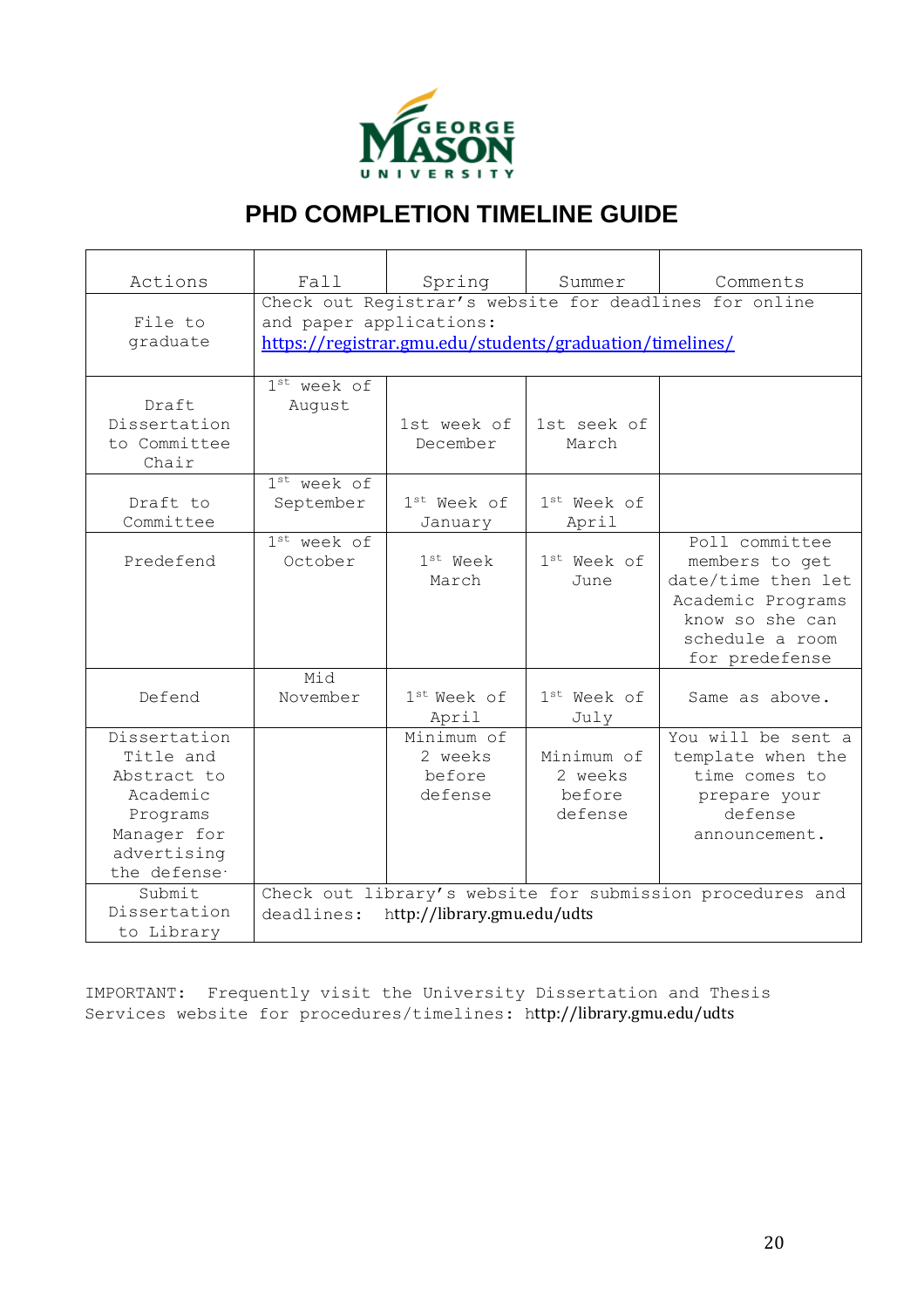# PHD COMPLETION TIMELINE GUIDE

| Actions | Fall | Spring | Summer | Comments |
|---|---|---|---|---|
| File to graduate | Check out Registrar's website for deadlines for online and paper applications: https://registrar.gmu.edu/students/graduation/timelines/ | | | |
| Draft Dissertation to Committee Chair | 1st week of August | 1st week of December | 1st seek of March | |
| Draft to Committee | 1st week of September | 1st Week of January | 1st Week of April | |
| Predefend | 1st week of October | 1st Week March | 1st Week of June | Poll committee members to get date/time then let Academic Programs know so she can schedule a room for predefense |
| Defend | Mid November | 1st Week of April | 1st Week of July | Same as above. |
| Dissertation Title and Abstract to Academic Programs Manager for advertising the defense. | | Minimum of 2 weeks before defense | Minimum of 2 weeks before defense | You will be sent a template when the time comes to prepare your defense announcement. |
| Submit Dissertation to Library | Check out library's website for submission procedures and deadlines: http://library.gmu.edu/udts | | | |

IMPORTANT: Frequently visit the University Dissertation and Thesis Services website for procedures/timelines: http://library.gmu.edu/udts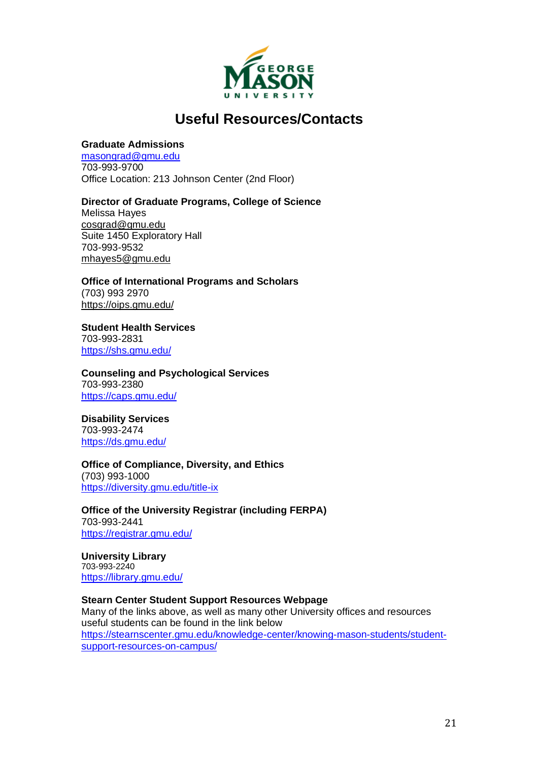# Useful Resources/Contacts

**Graduate Admissions**
masongrad@gmu.edu
703-993-9700
Office Location: 213 Johnson Center (2nd Floor)

**Director of Graduate Programs, College of Science**
Melissa Hayes
cosgrad@gmu.edu
Suite 1450 Exploratory Hall
703-993-9532
mhayes5@gmu.edu

**Office of International Programs and Scholars**
(703) 993 2970
https://oips.gmu.edu/

**Student Health Services**
703-993-2831
https://shs.gmu.edu/

**Counseling and Psychological Services**
703-993-2380
https://caps.gmu.edu/

**Disability Services**
703-993-2474
https://ds.gmu.edu/

**Office of Compliance, Diversity, and Ethics**
(703) 993-1000
https://diversity.gmu.edu/title-ix

**Office of the University Registrar (including FERPA)**
703-993-2441
https://registrar.gmu.edu/

**University Library**
703-993-2240
https://library.gmu.edu/

**Stearn Center Student Support Resources Webpage**
Many of the links above, as well as many other University offices and resources useful students can be found in the link below
https://stearnscenter.gmu.edu/knowledge-center/knowing-mason-students/student-support-resources-on-campus/